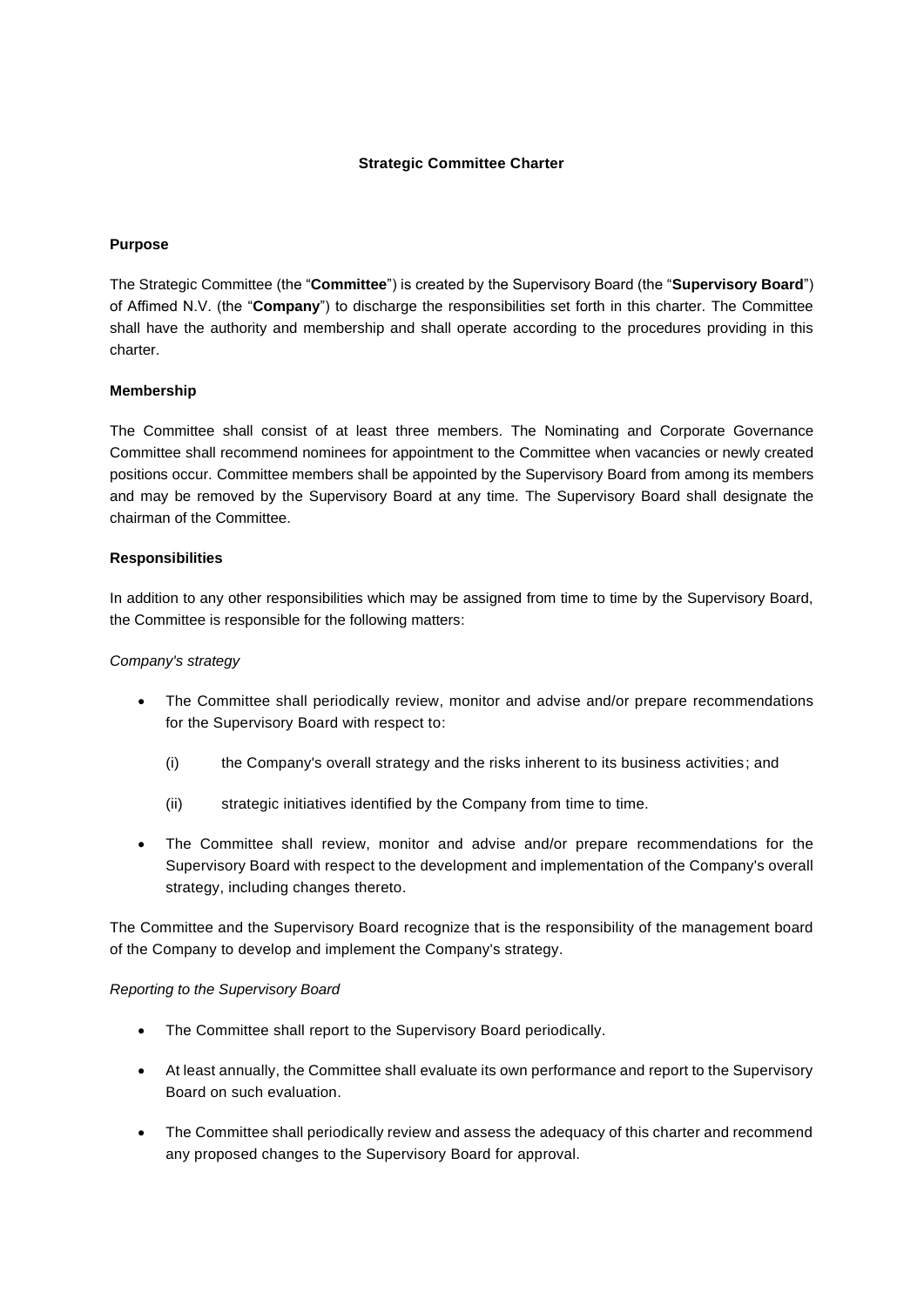# Strategic Committee Charter

**Purpose**

The Strategic Committee (the "**Committee**") is created by the Supervisory Board (the "**Supervisory Board**") of Affimed N.V. (the "**Company**") to discharge the responsibilities set forth in this charter. The Committee shall have the authority and membership and shall operate according to the procedures providing in this charter.

**Membership**

The Committee shall consist of at least three members. The Nominating and Corporate Governance Committee shall recommend nominees for appointment to the Committee when vacancies or newly created positions occur. Committee members shall be appointed by the Supervisory Board from among its members and may be removed by the Supervisory Board at any time. The Supervisory Board shall designate the chairman of the Committee.

**Responsibilities**

In addition to any other responsibilities which may be assigned from time to time by the Supervisory Board, the Committee is responsible for the following matters:

*Company's strategy*

- The Committee shall periodically review, monitor and advise and/or prepare recommendations for the Supervisory Board with respect to:

  (i) the Company's overall strategy and the risks inherent to its business activities; and

  (ii) strategic initiatives identified by the Company from time to time.

- The Committee shall review, monitor and advise and/or prepare recommendations for the Supervisory Board with respect to the development and implementation of the Company's overall strategy, including changes thereto.

The Committee and the Supervisory Board recognize that is the responsibility of the management board of the Company to develop and implement the Company's strategy.

*Reporting to the Supervisory Board*

- The Committee shall report to the Supervisory Board periodically.

- At least annually, the Committee shall evaluate its own performance and report to the Supervisory Board on such evaluation.

- The Committee shall periodically review and assess the adequacy of this charter and recommend any proposed changes to the Supervisory Board for approval.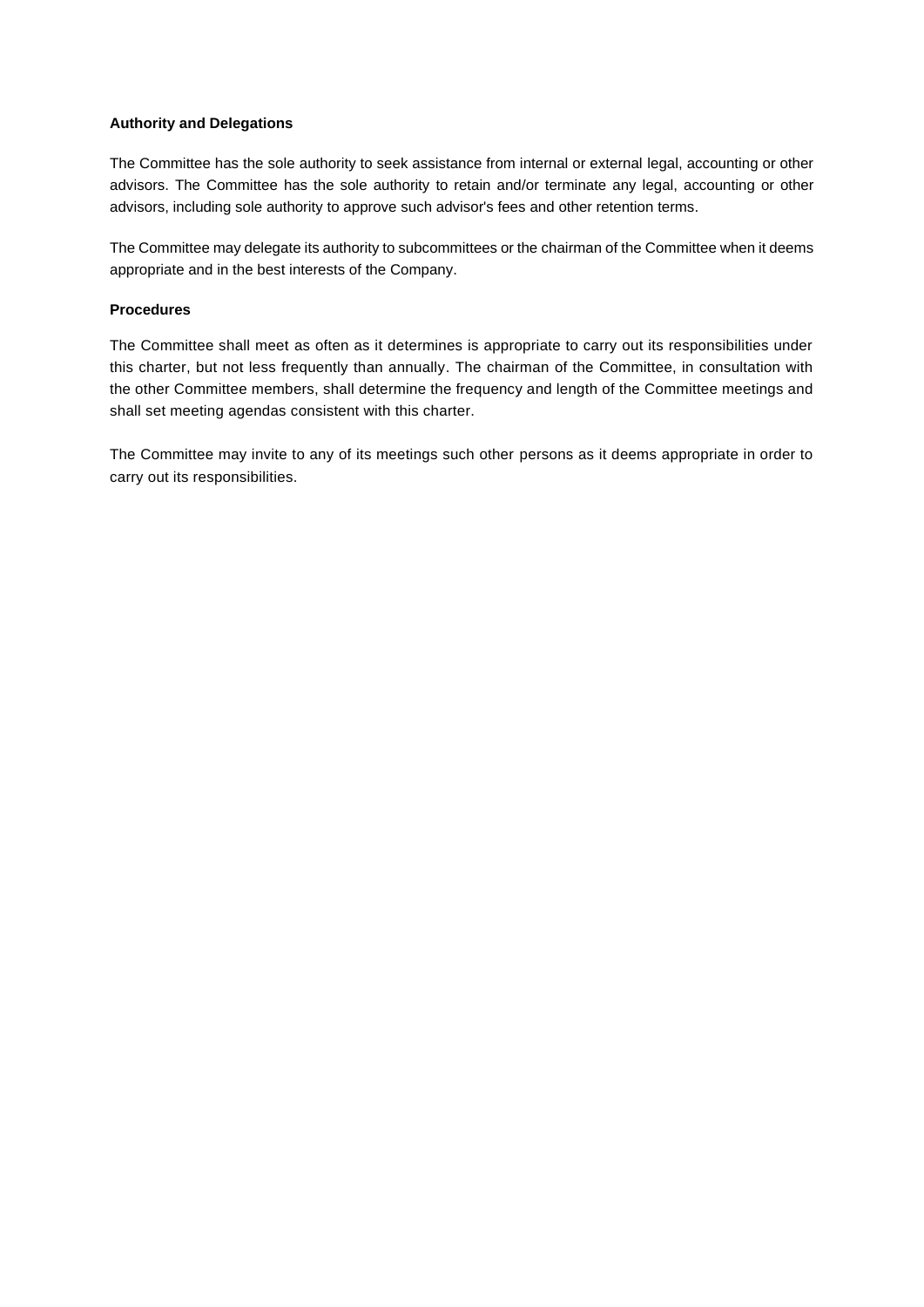**Authority and Delegations**

The Committee has the sole authority to seek assistance from internal or external legal, accounting or other advisors. The Committee has the sole authority to retain and/or terminate any legal, accounting or other advisors, including sole authority to approve such advisor's fees and other retention terms.

The Committee may delegate its authority to subcommittees or the chairman of the Committee when it deems appropriate and in the best interests of the Company.

**Procedures**

The Committee shall meet as often as it determines is appropriate to carry out its responsibilities under this charter, but not less frequently than annually. The chairman of the Committee, in consultation with the other Committee members, shall determine the frequency and length of the Committee meetings and shall set meeting agendas consistent with this charter.

The Committee may invite to any of its meetings such other persons as it deems appropriate in order to carry out its responsibilities.